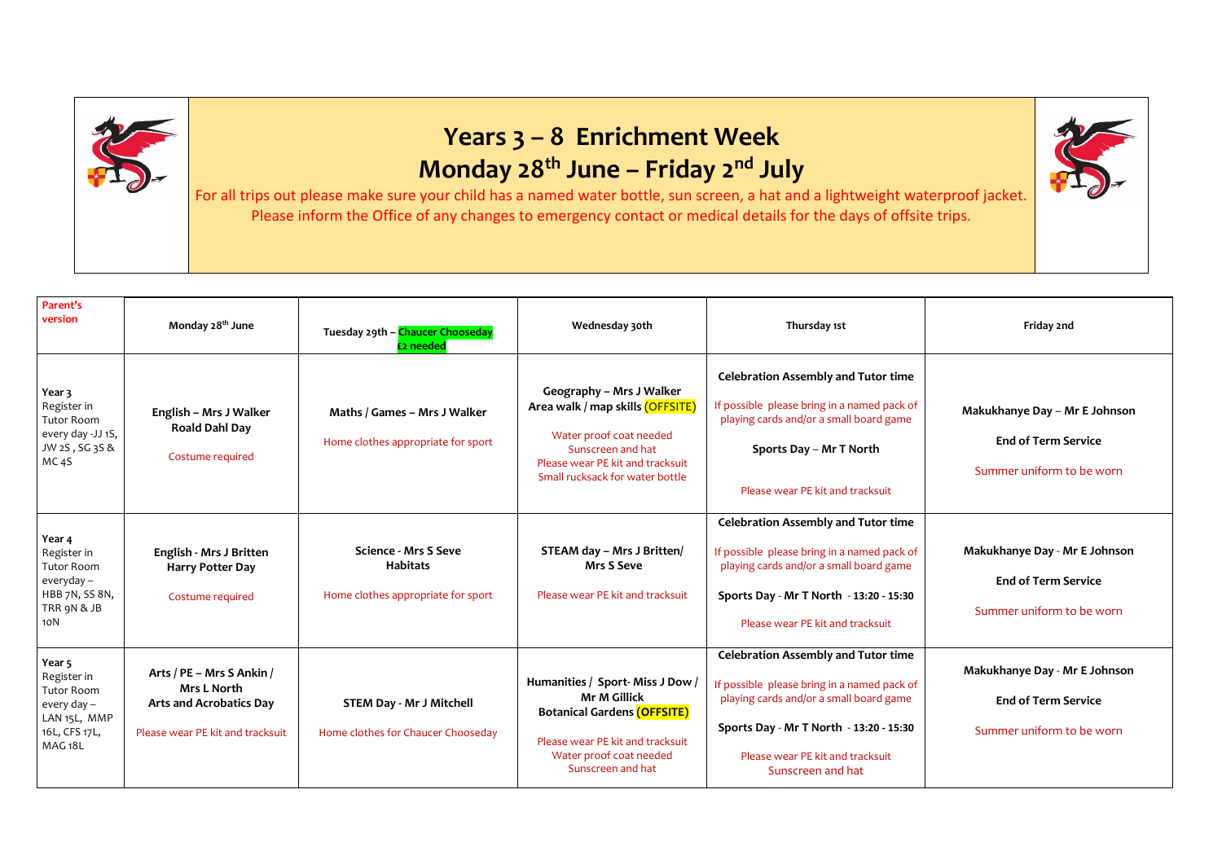# Years 3 – 8 Enrichment Week

# Monday 28th June – Friday 2nd July

For all trips out please make sure your child has a named water bottle, sun screen, a hat and a lightweight waterproof jacket. Please inform the Office of any changes to emergency contact or medical details for the days of offsite trips.

| Parent's version | Monday 28th June | Tuesday 29th – Chaucer Chooseday £2 needed | Wednesday 30th | Thursday 1st | Friday 2nd |
|---|---|---|---|---|---|
| Year 3 Register in Tutor Room every day -JJ 1S, JW 2S , SG 3S & MC 4S | **English – Mrs J Walker Roald Dahl Day**<br><br>Costume required | **Maths / Games – Mrs J Walker**<br><br>Home clothes appropriate for sport | **Geography – Mrs J Walker Area walk / map skills (OFFSITE)**<br><br>Water proof coat needed<br>Sunscreen and hat<br>Please wear PE kit and tracksuit<br>Small rucksack for water bottle | **Celebration Assembly and Tutor time**<br><br>If possible please bring in a named pack of playing cards and/or a small board game<br><br>**Sports Day – Mr T North**<br><br>Please wear PE kit and tracksuit | **Makukhanye Day – Mr E Johnson**<br><br>**End of Term Service**<br><br>Summer uniform to be worn |
| Year 4 Register in Tutor Room everyday – HBB 7N, SS 8N, TRR 9N & JB 10N | **English - Mrs J Britten Harry Potter Day**<br><br>Costume required | **Science - Mrs S Seve Habitats**<br><br>Home clothes appropriate for sport | **STEAM day – Mrs J Britten/ Mrs S Seve**<br><br>Please wear PE kit and tracksuit | **Celebration Assembly and Tutor time**<br><br>If possible please bring in a named pack of playing cards and/or a small board game<br><br>**Sports Day - Mr T North - 13:20 - 15:30**<br><br>Please wear PE kit and tracksuit | **Makukhanye Day - Mr E Johnson**<br><br>**End of Term Service**<br><br>Summer uniform to be worn |
| Year 5 Register in Tutor Room every day – LAN 15L, MMP 16L, CFS 17L, MAG 18L | **Arts / PE – Mrs S Ankin / Mrs L North Arts and Acrobatics Day**<br><br>Please wear PE kit and tracksuit | **STEM Day - Mr J Mitchell**<br><br>Home clothes for Chaucer Chooseday | **Humanities / Sport- Miss J Dow / Mr M Gillick Botanical Gardens (OFFSITE)**<br><br>Please wear PE kit and tracksuit<br>Water proof coat needed<br>Sunscreen and hat | **Celebration Assembly and Tutor time**<br><br>If possible please bring in a named pack of playing cards and/or a small board game<br><br>**Sports Day - Mr T North - 13:20 - 15:30**<br><br>Please wear PE kit and tracksuit<br>Sunscreen and hat | **Makukhanye Day - Mr E Johnson**<br><br>**End of Term Service**<br><br>Summer uniform to be worn |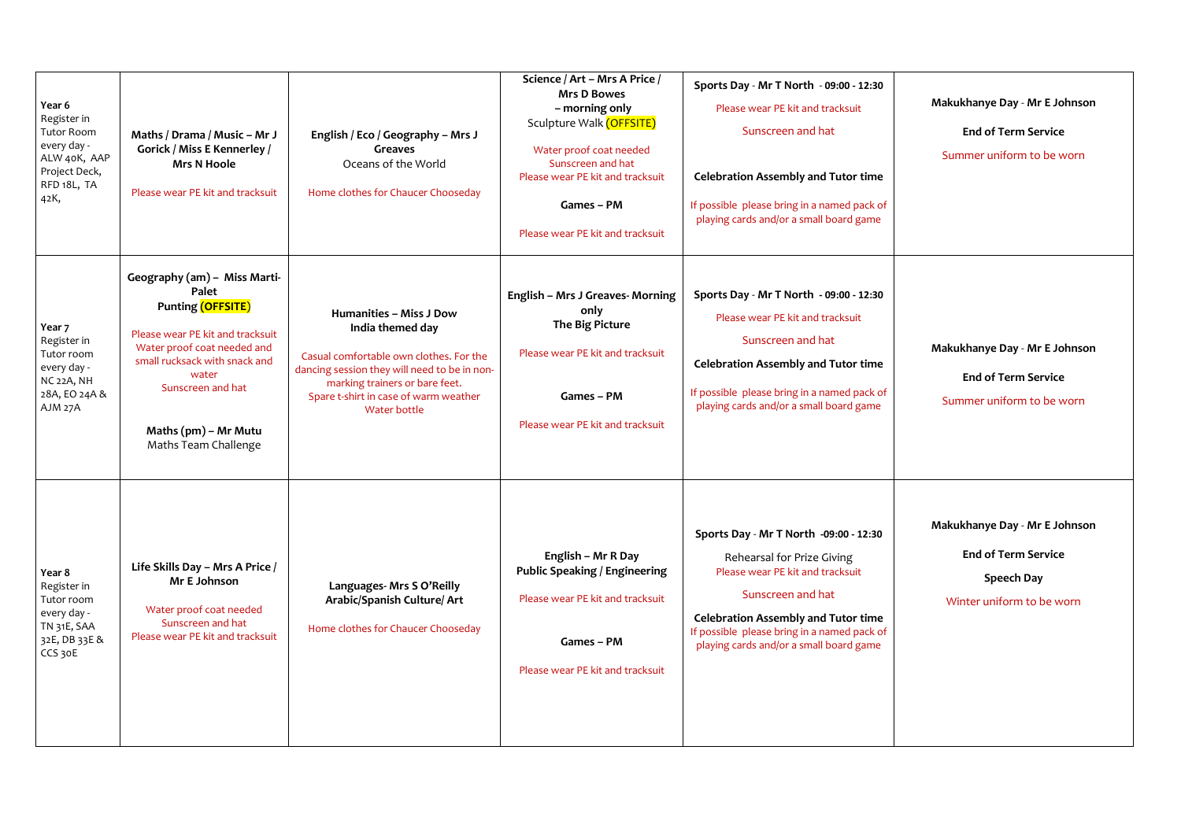| | | | | | |
|---|---|---|---|---|---|
| **Year 6**<br>Register in Tutor Room every day - ALW 40K, AAP Project Deck, RFD 18L, TA 42K, | **Maths / Drama / Music – Mr J Gorick / Miss E Kennerley / Mrs N Hoole**<br><br>Please wear PE kit and tracksuit | **English / Eco / Geography – Mrs J Greaves**<br>Oceans of the World<br><br>Home clothes for Chaucer Chooseday | **Science / Art – Mrs A Price / Mrs D Bowes – morning only**<br>Sculpture Walk (OFFSITE)<br><br>Water proof coat needed<br>Sunscreen and hat<br>Please wear PE kit and tracksuit<br><br>**Games – PM**<br><br>Please wear PE kit and tracksuit | **Sports Day - Mr T North - 09:00 - 12:30**<br>Please wear PE kit and tracksuit<br>Sunscreen and hat<br><br>**Celebration Assembly and Tutor time**<br><br>If possible please bring in a named pack of playing cards and/or a small board game | **Makukhanye Day - Mr E Johnson**<br><br>**End of Term Service**<br><br>Summer uniform to be worn |
| **Year 7**<br>Register in Tutor room every day - NC 22A, NH 28A, EO 24A & AJM 27A | **Geography (am) – Miss Marti-Palet**<br>**Punting (OFFSITE)**<br><br>Please wear PE kit and tracksuit<br>Water proof coat needed and small rucksack with snack and water<br>Sunscreen and hat<br><br>**Maths (pm) – Mr Mutu**<br>Maths Team Challenge | **Humanities – Miss J Dow**<br>**India themed day**<br><br>Casual comfortable own clothes. For the dancing session they will need to be in non-marking trainers or bare feet.<br>Spare t-shirt in case of warm weather<br>Water bottle | **English – Mrs J Greaves- Morning only**<br>**The Big Picture**<br><br>Please wear PE kit and tracksuit<br><br>**Games – PM**<br><br>Please wear PE kit and tracksuit | **Sports Day - Mr T North - 09:00 - 12:30**<br>Please wear PE kit and tracksuit<br>Sunscreen and hat<br>**Celebration Assembly and Tutor time**<br>If possible please bring in a named pack of playing cards and/or a small board game | **Makukhanye Day - Mr E Johnson**<br><br>**End of Term Service**<br><br>Summer uniform to be worn |
| **Year 8**<br>Register in Tutor room every day - TN 31E, SAA 32E, DB 33E & CCS 30E | **Life Skills Day – Mrs A Price / Mr E Johnson**<br><br>Water proof coat needed<br>Sunscreen and hat<br>Please wear PE kit and tracksuit | **Languages- Mrs S O'Reilly**<br>**Arabic/Spanish Culture/ Art**<br><br>Home clothes for Chaucer Chooseday | **English – Mr R Day**<br>**Public Speaking / Engineering**<br><br>Please wear PE kit and tracksuit<br><br>**Games – PM**<br><br>Please wear PE kit and tracksuit | **Sports Day - Mr T North -09:00 - 12:30**<br>Rehearsal for Prize Giving<br>Please wear PE kit and tracksuit<br>Sunscreen and hat<br>**Celebration Assembly and Tutor time**<br>If possible please bring in a named pack of playing cards and/or a small board game | **Makukhanye Day - Mr E Johnson**<br><br>**End of Term Service**<br><br>**Speech Day**<br><br>Winter uniform to be worn |